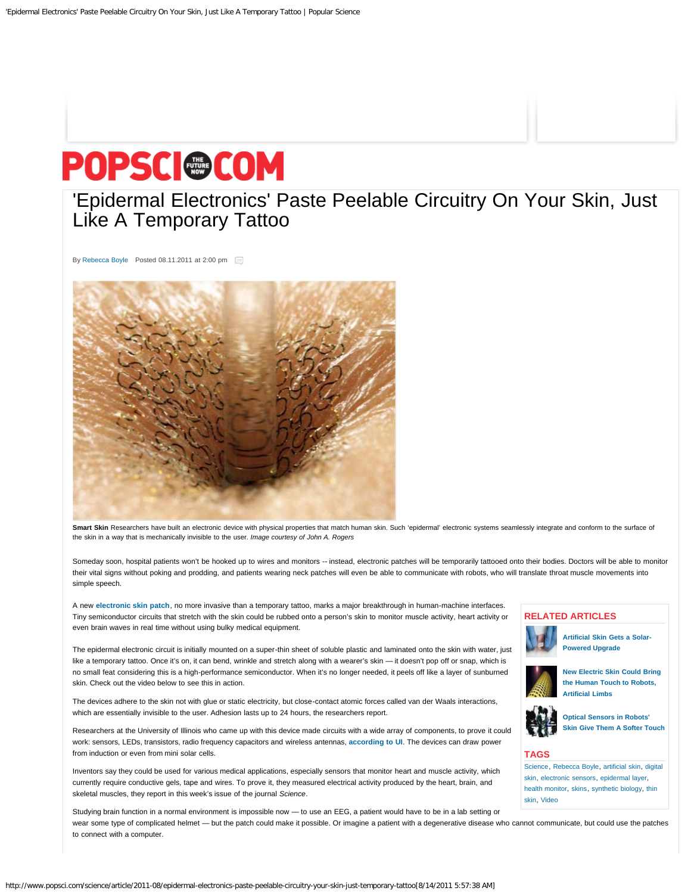# 'Epidermal Electronics' Paste Peelable Circuitry On Your Skin, Just Like A Temporary Tattoo

By Rebecca Boyle Posted 08.11.2011 at 2:00 pm

**Smart Skin** Researchers have built an electronic device with physical properties that match human skin. Such 'epidermal' electronic systems seamlessly integrate and conform to the surface of the skin in a way that is mechanically invisible to the user. *Image courtesy of John A. Rogers*

Someday soon, hospital patients won't be hooked up to wires and monitors -- instead, electronic patches will be temporarily tattooed onto their bodies. Doctors will be able to monitor their vital signs without poking and prodding, and patients wearing neck patches will even be able to communicate with robots, who will translate throat muscle movements into simple speech.

A new **electronic skin patch**, no more invasive than a temporary tattoo, marks a major breakthrough in human-machine interfaces. Tiny semiconductor circuits that stretch with the skin could be rubbed onto a person's skin to monitor muscle activity, heart activity or even brain waves in real time without using bulky medical equipment.

The epidermal electronic circuit is initially mounted on a super-thin sheet of soluble plastic and laminated onto the skin with water, just like a temporary tattoo. Once it's on, it can bend, wrinkle and stretch along with a wearer's skin — it doesn't pop off or snap, which is no small feat considering this is a high-performance semiconductor. When it's no longer needed, it peels off like a layer of sunburned skin. Check out the video below to see this in action.

The devices adhere to the skin not with glue or static electricity, but close-contact atomic forces called van der Waals interactions, which are essentially invisible to the user. Adhesion lasts up to 24 hours, the researchers report.

Researchers at the University of Illinois who came up with this device made circuits with a wide array of components, to prove it could work: sensors, LEDs, transistors, radio frequency capacitors and wireless antennas, **according to UI**. The devices can draw power from induction or even from mini solar cells.

Inventors say they could be used for various medical applications, especially sensors that monitor heart and muscle activity, which currently require conductive gels, tape and wires. To prove it, they measured electrical activity produced by the heart, brain, and skeletal muscles, they report in this week's issue of the journal *Science*.

Studying brain function in a normal environment is impossible now — to use an EEG, a patient would have to be in a lab setting or wear some type of complicated helmet — but the patch could make it possible. Or imagine a patient with a degenerative disease who cannot communicate, but could use the patches to connect with a computer.

## RELATED ARTICLES

- **Artificial Skin Gets a Solar-Powered Upgrade**
- **New Electric Skin Could Bring the Human Touch to Robots, Artificial Limbs**
- **Optical Sensors in Robots' Skin Give Them A Softer Touch**

## TAGS

Science, Rebecca Boyle, artificial skin, digital skin, electronic sensors, epidermal layer, health monitor, skins, synthetic biology, thin skin, Video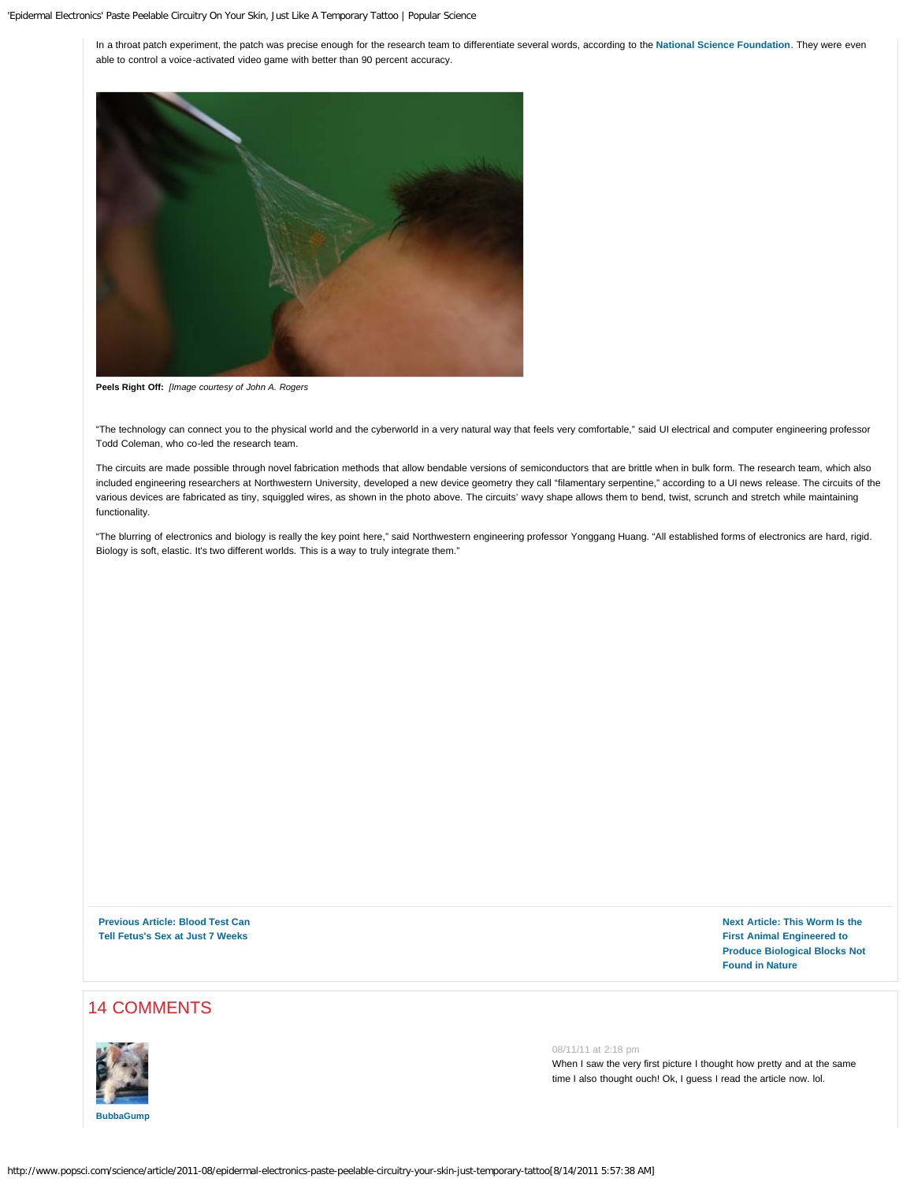In a throat patch experiment, the patch was precise enough for the research team to differentiate several words, according to the **National Science Foundation**. They were even able to control a voice-activated video game with better than 90 percent accuracy.

**Peels Right Off:** *[Image courtesy of John A. Rogers*

"The technology can connect you to the physical world and the cyberworld in a very natural way that feels very comfortable," said UI electrical and computer engineering professor Todd Coleman, who co-led the research team.

The circuits are made possible through novel fabrication methods that allow bendable versions of semiconductors that are brittle when in bulk form. The research team, which also included engineering researchers at Northwestern University, developed a new device geometry they call "filamentary serpentine," according to a UI news release. The circuits of the various devices are fabricated as tiny, squiggled wires, as shown in the photo above. The circuits' wavy shape allows them to bend, twist, scrunch and stretch while maintaining functionality.

"The blurring of electronics and biology is really the key point here," said Northwestern engineering professor Yonggang Huang. "All established forms of electronics are hard, rigid. Biology is soft, elastic. It's two different worlds. This is a way to truly integrate them."

**Previous Article: Blood Test Can Tell Fetus's Sex at Just 7 Weeks**

**Next Article: This Worm Is the First Animal Engineered to Produce Biological Blocks Not Found in Nature**

## 14 COMMENTS

**BubbaGump**

08/11/11 at 2:18 pm

When I saw the very first picture I thought how pretty and at the same time I also thought ouch! Ok, I guess I read the article now. lol.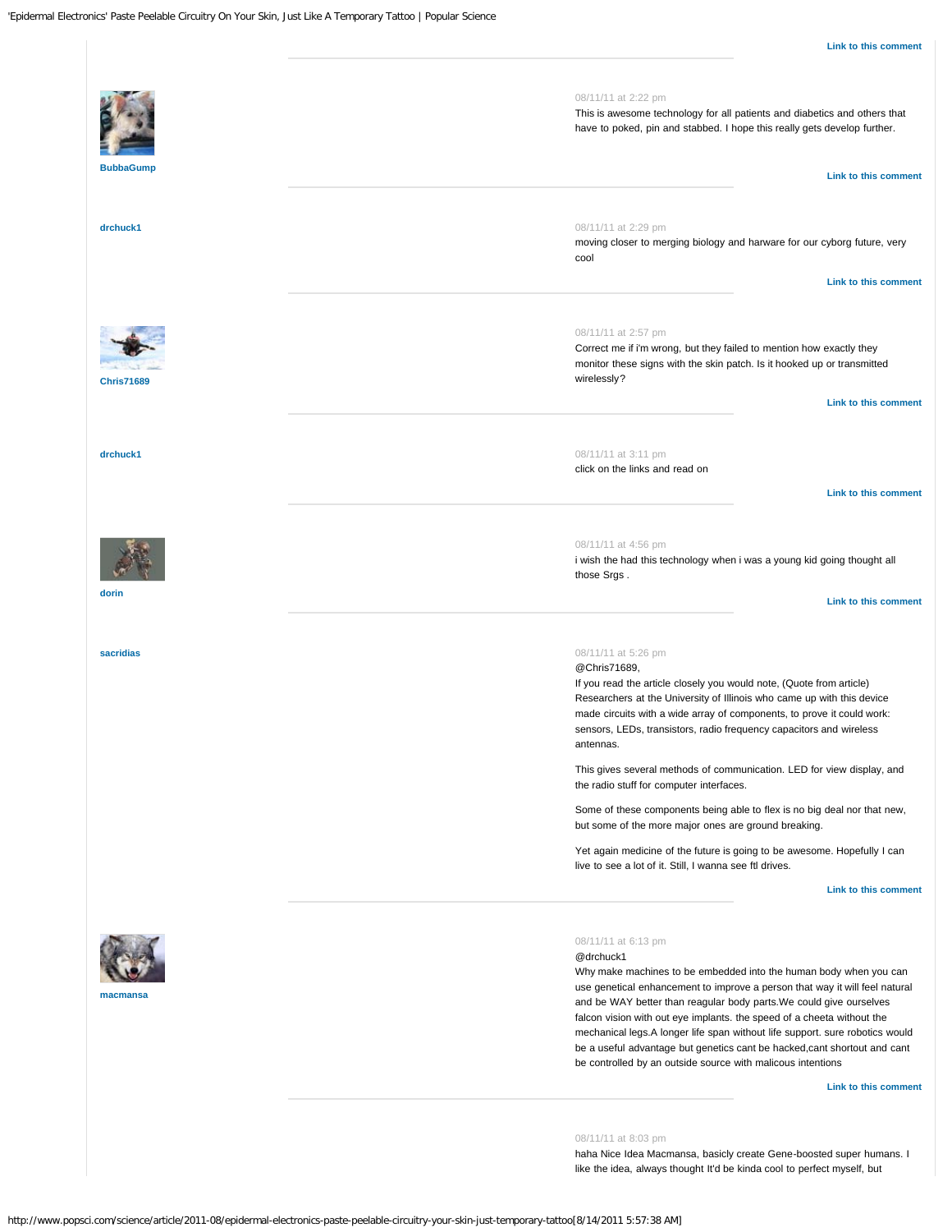Link to this comment

**BubbaGump**

08/11/11 at 2:22 pm

This is awesome technology for all patients and diabetics and others that have to poked, pin and stabbed. I hope this really gets develop further.

Link to this comment

**drchuck1**

08/11/11 at 2:29 pm

moving closer to merging biology and harware for our cyborg future, very cool

Link to this comment

**Chris71689**

08/11/11 at 2:57 pm

Correct me if i'm wrong, but they failed to mention how exactly they monitor these signs with the skin patch. Is it hooked up or transmitted wirelessly?

Link to this comment

**drchuck1**

08/11/11 at 3:11 pm

click on the links and read on

Link to this comment

**dorin**

08/11/11 at 4:56 pm

i wish the had this technology when i was a young kid going thought all those Srgs .

Link to this comment

**sacridias**

08/11/11 at 5:26 pm

@Chris71689,

If you read the article closely you would note, (Quote from article) Researchers at the University of Illinois who came up with this device made circuits with a wide array of components, to prove it could work: sensors, LEDs, transistors, radio frequency capacitors and wireless antennas.

This gives several methods of communication. LED for view display, and the radio stuff for computer interfaces.

Some of these components being able to flex is no big deal nor that new, but some of the more major ones are ground breaking.

Yet again medicine of the future is going to be awesome. Hopefully I can live to see a lot of it. Still, I wanna see ftl drives.

Link to this comment

**macmansa**

08/11/11 at 6:13 pm

@drchuck1

Why make machines to be embedded into the human body when you can use genetical enhancement to improve a person that way it will feel natural and be WAY better than reagular body parts.We could give ourselves falcon vision with out eye implants. the speed of a cheeta without the mechanical legs.A longer life span without life support. sure robotics would be a useful advantage but genetics cant be hacked,cant shortout and cant be controlled by an outside source with malicous intentions

Link to this comment

08/11/11 at 8:03 pm

haha Nice Idea Macmansa, basicly create Gene-boosted super humans. I like the idea, always thought It'd be kinda cool to perfect myself, but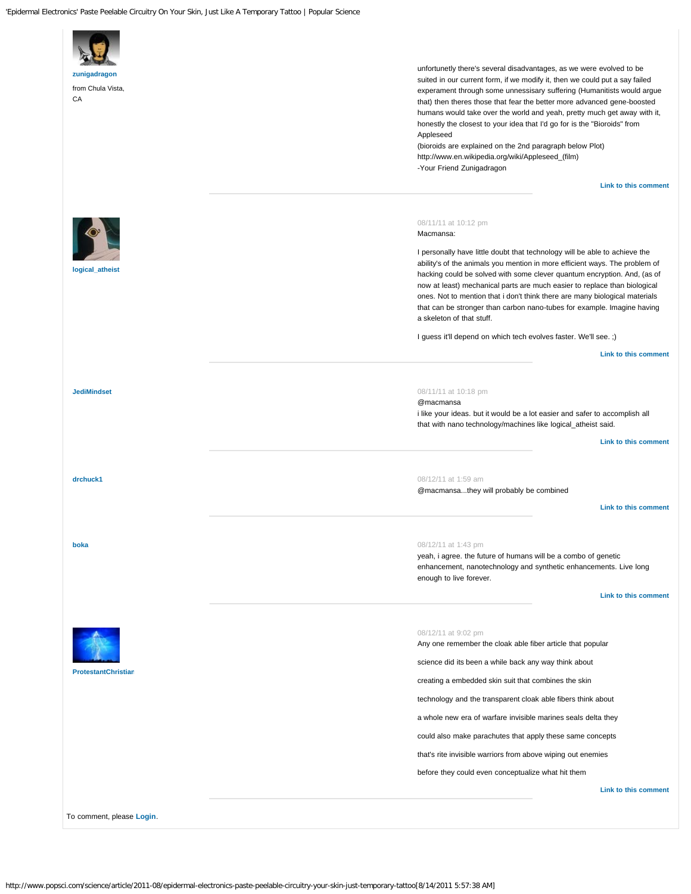**zunigadragon**

from Chula Vista, CA

unfortunetly there's several disadvantages, as we were evolved to be suited in our current form, if we modify it, then we could put a say failed experament through some unnessisary suffering (Humanitists would argue that) then theres those that fear the better more advanced gene-boosted humans would take over the world and yeah, pretty much get away with it, honestly the closest to your idea that I'd go for is the "Bioroids" from Appleseed
(bioroids are explained on the 2nd paragraph below Plot)
http://www.en.wikipedia.org/wiki/Appleseed_(film)
-Your Friend Zunigadragon

Link to this comment

---

**logical_atheist**

08/11/11 at 10:12 pm

Macmansa:

I personally have little doubt that technology will be able to achieve the ability's of the animals you mention in more efficient ways. The problem of hacking could be solved with some clever quantum encryption. And, (as of now at least) mechanical parts are much easier to replace than biological ones. Not to mention that i don't think there are many biological materials that can be stronger than carbon nano-tubes for example. Imagine having a skeleton of that stuff.

I guess it'll depend on which tech evolves faster. We'll see. ;)

Link to this comment

---

**JediMindset**

08/11/11 at 10:18 pm

@macmansa
i like your ideas. but it would be a lot easier and safer to accomplish all that with nano technology/machines like logical_atheist said.

Link to this comment

---

**drchuck1**

08/12/11 at 1:59 am

@macmansa...they will probably be combined

Link to this comment

---

**boka**

08/12/11 at 1:43 pm

yeah, i agree. the future of humans will be a combo of genetic enhancement, nanotechnology and synthetic enhancements. Live long enough to live forever.

Link to this comment

---

**ProtestantChristian**

08/12/11 at 9:02 pm

Any one remember the cloak able fiber article that popular

science did its been a while back any way think about

creating a embedded skin suit that combines the skin

technology and the transparent cloak able fibers think about

a whole new era of warfare invisible marines seals delta they

could also make parachutes that apply these same concepts

that's rite invisible warriors from above wiping out enemies

before they could even conceptualize what hit them

Link to this comment

---

To comment, please **Login**.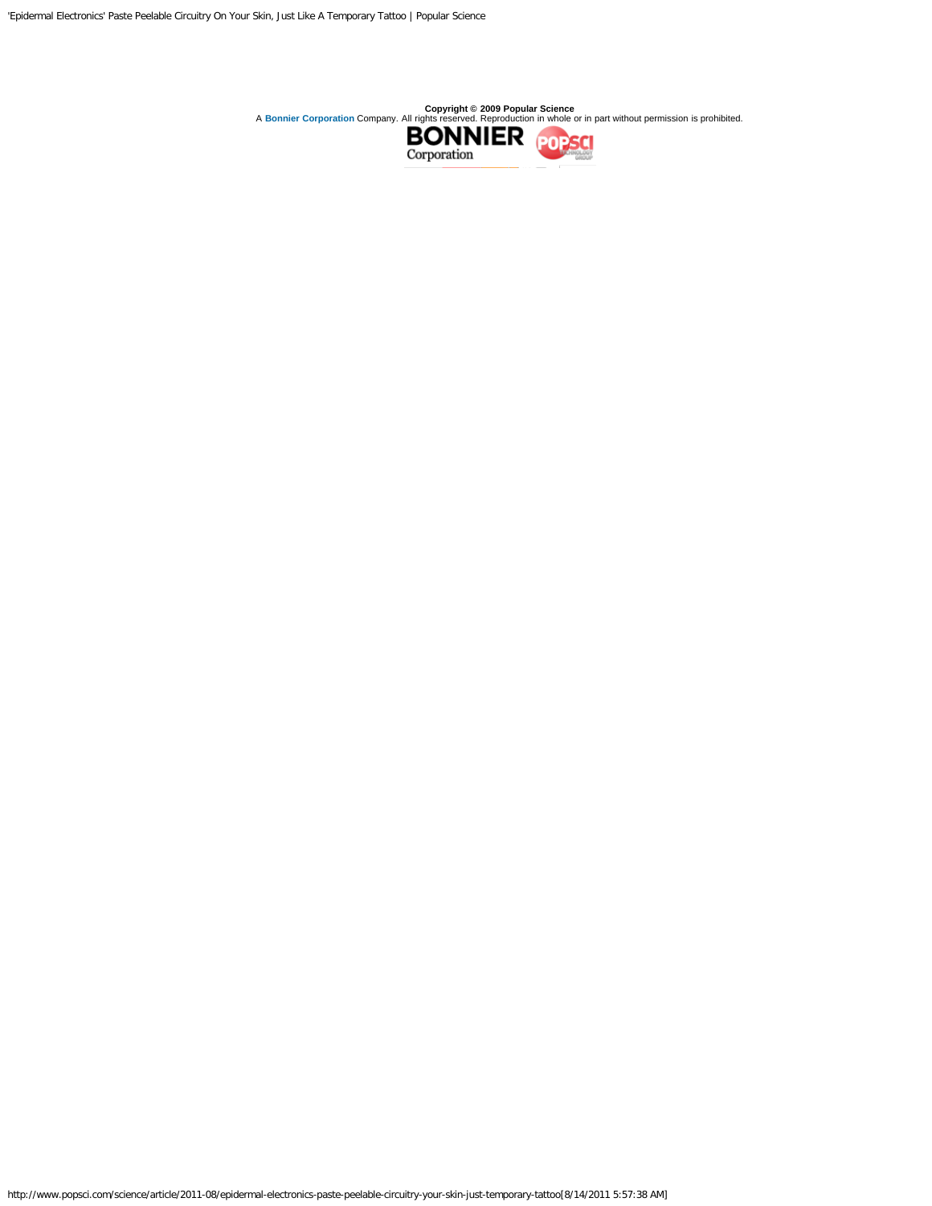**Copyright © 2009 Popular Science**

A **Bonnier Corporation** Company. All rights reserved. Reproduction in whole or in part without permission is prohibited.